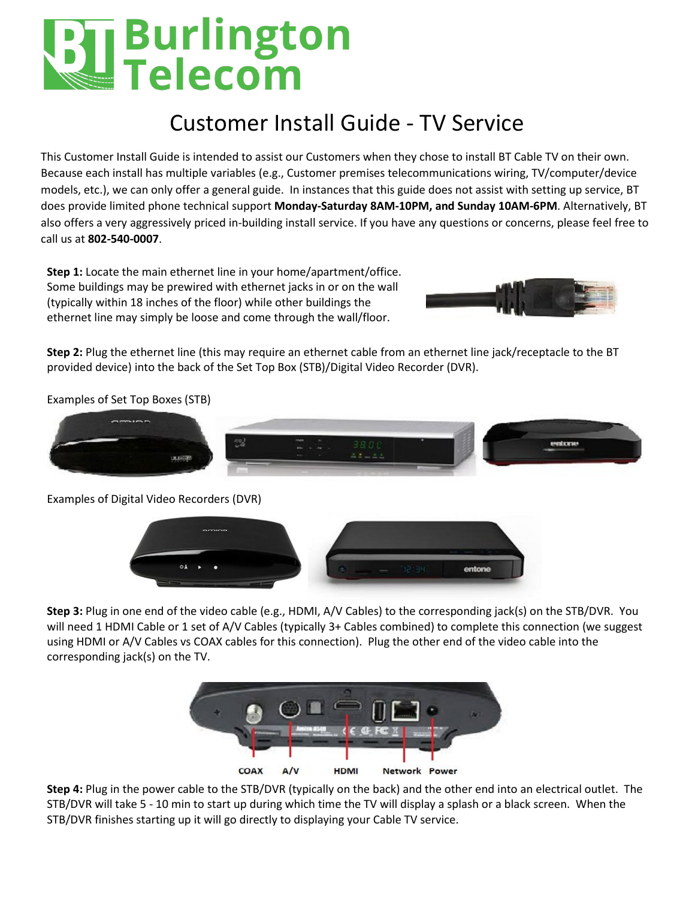# Burlington Telecom

## Customer Install Guide - TV Service

This Customer Install Guide is intended to assist our Customers when they chose to install BT Cable TV on their own. Because each install has multiple variables (e.g., Customer premises telecommunications wiring, TV/computer/device models, etc.), we can only offer a general guide. In instances that this guide does not assist with setting up service, BT does provide limited phone technical support **Monday-Saturday 8AM-10PM, and Sunday 10AM-6PM**. Alternatively, BT also offers a very aggressively priced in-building install service. If you have any questions or concerns, please feel free to call us at **802-540-0007**.

**Step 1:** Locate the main ethernet line in your home/apartment/office. Some buildings may be prewired with ethernet jacks in or on the wall (typically within 18 inches of the floor) while other buildings the ethernet line may simply be loose and come through the wall/floor.

**Step 2:** Plug the ethernet line (this may require an ethernet cable from an ethernet line jack/receptacle to the BT provided device) into the back of the Set Top Box (STB)/Digital Video Recorder (DVR).

Examples of Set Top Boxes (STB)

Examples of Digital Video Recorders (DVR)

**Step 3:** Plug in one end of the video cable (e.g., HDMI, A/V Cables) to the corresponding jack(s) on the STB/DVR. You will need 1 HDMI Cable or 1 set of A/V Cables (typically 3+ Cables combined) to complete this connection (we suggest using HDMI or A/V Cables vs COAX cables for this connection). Plug the other end of the video cable into the corresponding jack(s) on the TV.

COAX A/V HDMI Network Power

**Step 4:** Plug in the power cable to the STB/DVR (typically on the back) and the other end into an electrical outlet. The STB/DVR will take 5 - 10 min to start up during which time the TV will display a splash or a black screen. When the STB/DVR finishes starting up it will go directly to displaying your Cable TV service.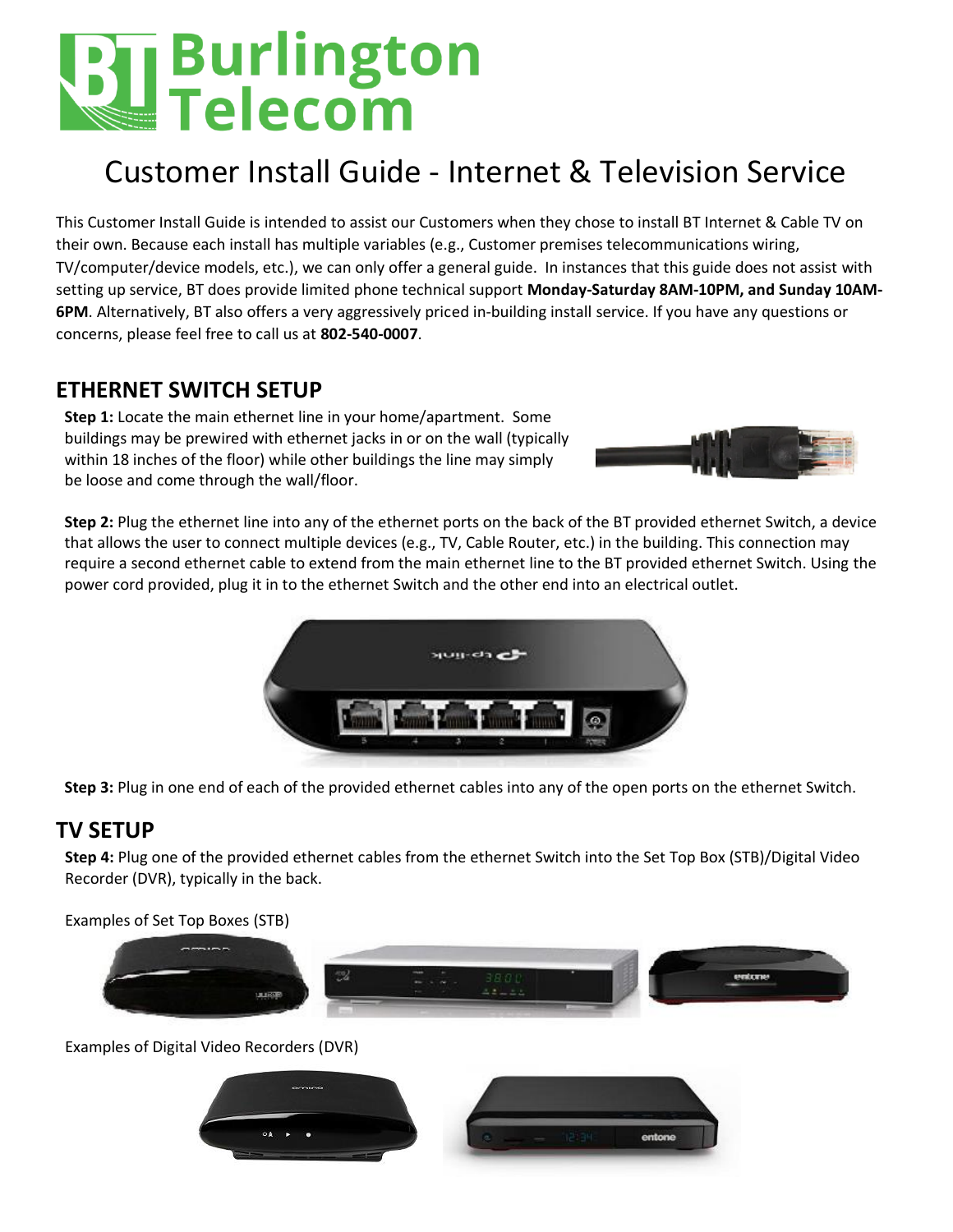# Burlington Telecom

## Customer Install Guide - Internet & Television Service

This Customer Install Guide is intended to assist our Customers when they chose to install BT Internet & Cable TV on their own. Because each install has multiple variables (e.g., Customer premises telecommunications wiring, TV/computer/device models, etc.), we can only offer a general guide. In instances that this guide does not assist with setting up service, BT does provide limited phone technical support **Monday-Saturday 8AM-10PM, and Sunday 10AM-6PM**. Alternatively, BT also offers a very aggressively priced in-building install service. If you have any questions or concerns, please feel free to call us at **802-540-0007**.

## ETHERNET SWITCH SETUP

**Step 1:** Locate the main ethernet line in your home/apartment. Some buildings may be prewired with ethernet jacks in or on the wall (typically within 18 inches of the floor) while other buildings the line may simply be loose and come through the wall/floor.

**Step 2:** Plug the ethernet line into any of the ethernet ports on the back of the BT provided ethernet Switch, a device that allows the user to connect multiple devices (e.g., TV, Cable Router, etc.) in the building. This connection may require a second ethernet cable to extend from the main ethernet line to the BT provided ethernet Switch. Using the power cord provided, plug it in to the ethernet Switch and the other end into an electrical outlet.

**Step 3:** Plug in one end of each of the provided ethernet cables into any of the open ports on the ethernet Switch.

## TV SETUP

**Step 4:** Plug one of the provided ethernet cables from the ethernet Switch into the Set Top Box (STB)/Digital Video Recorder (DVR), typically in the back.

Examples of Set Top Boxes (STB)

Examples of Digital Video Recorders (DVR)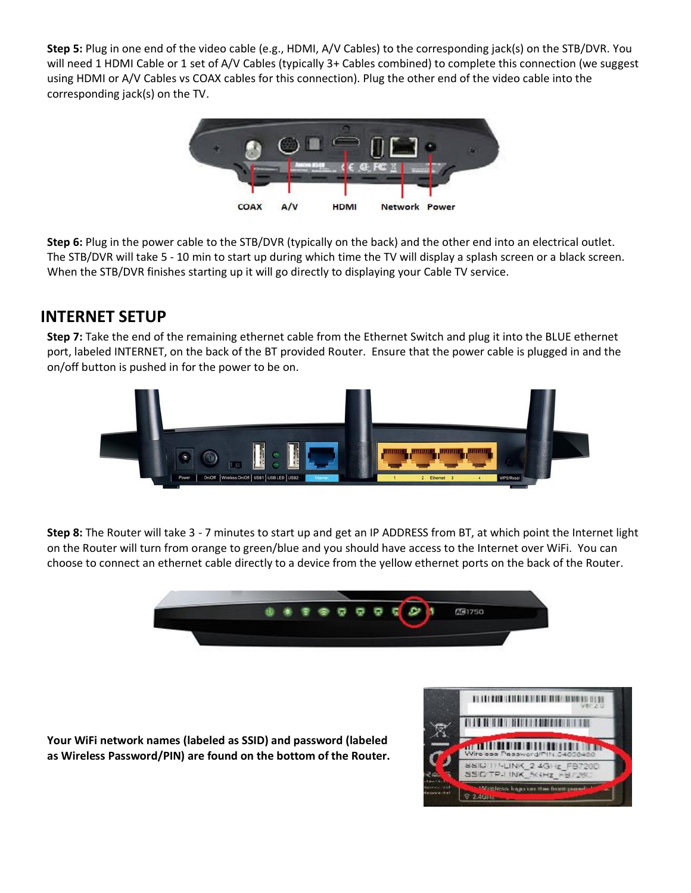**Step 5:** Plug in one end of the video cable (e.g., HDMI, A/V Cables) to the corresponding jack(s) on the STB/DVR. You will need 1 HDMI Cable or 1 set of A/V Cables (typically 3+ Cables combined) to complete this connection (we suggest using HDMI or A/V Cables vs COAX cables for this connection). Plug the other end of the video cable into the corresponding jack(s) on the TV.

COAX A/V HDMI Network Power

**Step 6:** Plug in the power cable to the STB/DVR (typically on the back) and the other end into an electrical outlet. The STB/DVR will take 5 - 10 min to start up during which time the TV will display a splash screen or a black screen. When the STB/DVR finishes starting up it will go directly to displaying your Cable TV service.

## INTERNET SETUP

**Step 7:** Take the end of the remaining ethernet cable from the Ethernet Switch and plug it into the BLUE ethernet port, labeled INTERNET, on the back of the BT provided Router. Ensure that the power cable is plugged in and the on/off button is pushed in for the power to be on.

**Step 8:** The Router will take 3 - 7 minutes to start up and get an IP ADDRESS from BT, at which point the Internet light on the Router will turn from orange to green/blue and you should have access to the Internet over WiFi. You can choose to connect an ethernet cable directly to a device from the yellow ethernet ports on the back of the Router.

**Your WiFi network names (labeled as SSID) and password (labeled as Wireless Password/PIN) are found on the bottom of the Router.**